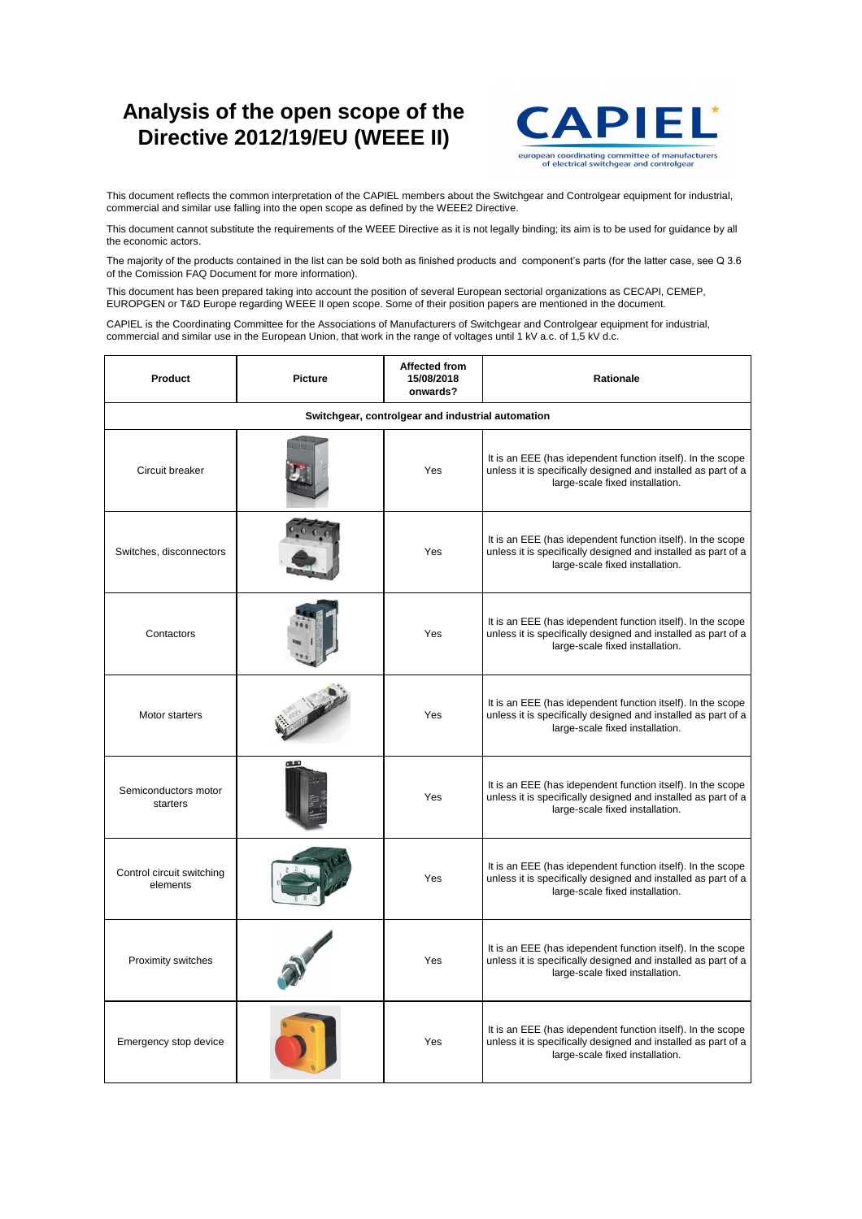# Analysis of the open scope of the Directive 2012/19/EU (WEEE II)

CAPIEL
european coordinating committee of manufacturers of electrical switchgear and controlgear

This document reflects the common interpretation of the CAPIEL members about the Switchgear and Controlgear equipment for industrial, commercial and similar use falling into the open scope as defined by the WEEE2 Directive.

This document cannot substitute the requirements of the WEEE Directive as it is not legally binding; its aim is to be used for guidance by all the economic actors.

The majority of the products contained in the list can be sold both as finished products and  component's parts (for the latter case, see Q 3.6 of the Comission FAQ Document for more information).

This document has been prepared taking into account the position of several European sectorial organizations as CECAPI, CEMEP, EUROPGEN or T&D Europe regarding WEEE II open scope. Some of their position papers are mentioned in the document.

CAPIEL is the Coordinating Committee for the Associations of Manufacturers of Switchgear and Controlgear equipment for industrial, commercial and similar use in the European Union, that work in the range of voltages until 1 kV a.c. of 1,5 kV d.c.

| Product | Picture | Affected from 15/08/2018 onwards? | Rationale |
|---|---|---|---|
| **Switchgear, controlgear and industrial automation** | | | |
| Circuit breaker | | Yes | It is an EEE (has idependent function itself). In the scope unless it is specifically designed and installed as part of a large-scale fixed installation. |
| Switches, disconnectors | | Yes | It is an EEE (has idependent function itself). In the scope unless it is specifically designed and installed as part of a large-scale fixed installation. |
| Contactors | | Yes | It is an EEE (has idependent function itself). In the scope unless it is specifically designed and installed as part of a large-scale fixed installation. |
| Motor starters | | Yes | It is an EEE (has idependent function itself). In the scope unless it is specifically designed and installed as part of a large-scale fixed installation. |
| Semiconductors motor starters | | Yes | It is an EEE (has idependent function itself). In the scope unless it is specifically designed and installed as part of a large-scale fixed installation. |
| Control circuit switching elements | | Yes | It is an EEE (has idependent function itself). In the scope unless it is specifically designed and installed as part of a large-scale fixed installation. |
| Proximity switches | | Yes | It is an EEE (has idependent function itself). In the scope unless it is specifically designed and installed as part of a large-scale fixed installation. |
| Emergency stop device | | Yes | It is an EEE (has idependent function itself). In the scope unless it is specifically designed and installed as part of a large-scale fixed installation. |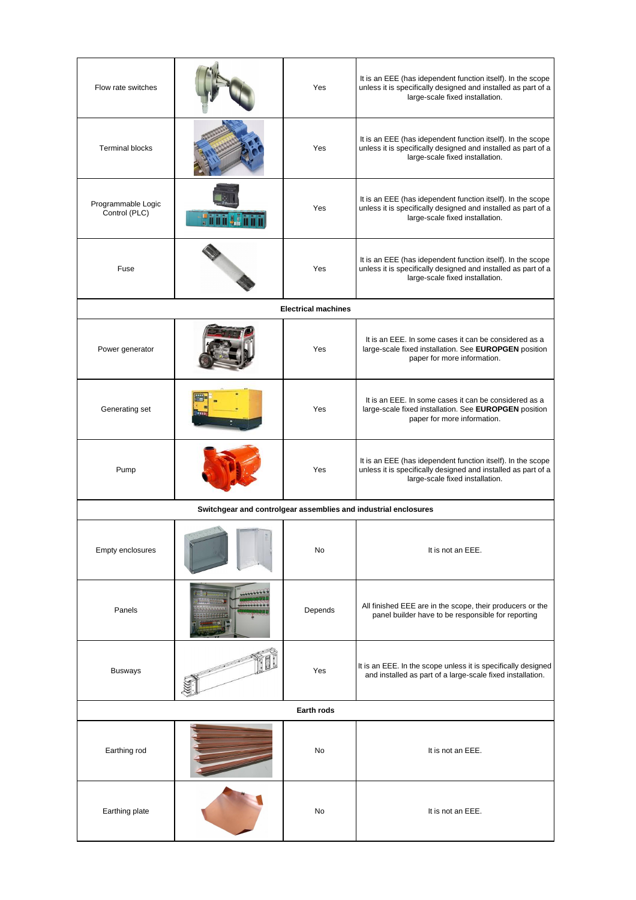| | | | |
|---|---|---|---|
| Flow rate switches | | Yes | It is an EEE (has idependent function itself). In the scope unless it is specifically designed and installed as part of a large-scale fixed installation. |
| Terminal blocks | | Yes | It is an EEE (has idependent function itself). In the scope unless it is specifically designed and installed as part of a large-scale fixed installation. |
| Programmable Logic Control (PLC) | | Yes | It is an EEE (has idependent function itself). In the scope unless it is specifically designed and installed as part of a large-scale fixed installation. |
| Fuse | | Yes | It is an EEE (has idependent function itself). In the scope unless it is specifically designed and installed as part of a large-scale fixed installation. |
| **Electrical machines** | | | |
| Power generator | | Yes | It is an EEE. In some cases it can be considered as a large-scale fixed installation. See **EUROPGEN** position paper for more information. |
| Generating set | | Yes | It is an EEE. In some cases it can be considered as a large-scale fixed installation. See **EUROPGEN** position paper for more information. |
| Pump | | Yes | It is an EEE (has idependent function itself). In the scope unless it is specifically designed and installed as part of a large-scale fixed installation. |
| **Switchgear and controlgear assemblies and industrial enclosures** | | | |
| Empty enclosures | | No | It is not an EEE. |
| Panels | | Depends | All finished EEE are in the scope, their producers or the panel builder have to be responsible for reporting |
| Busways | | Yes | It is an EEE. In the scope unless it is specifically designed and installed as part of a large-scale fixed installation. |
| **Earth rods** | | | |
| Earthing rod | | No | It is not an EEE. |
| Earthing plate | | No | It is not an EEE. |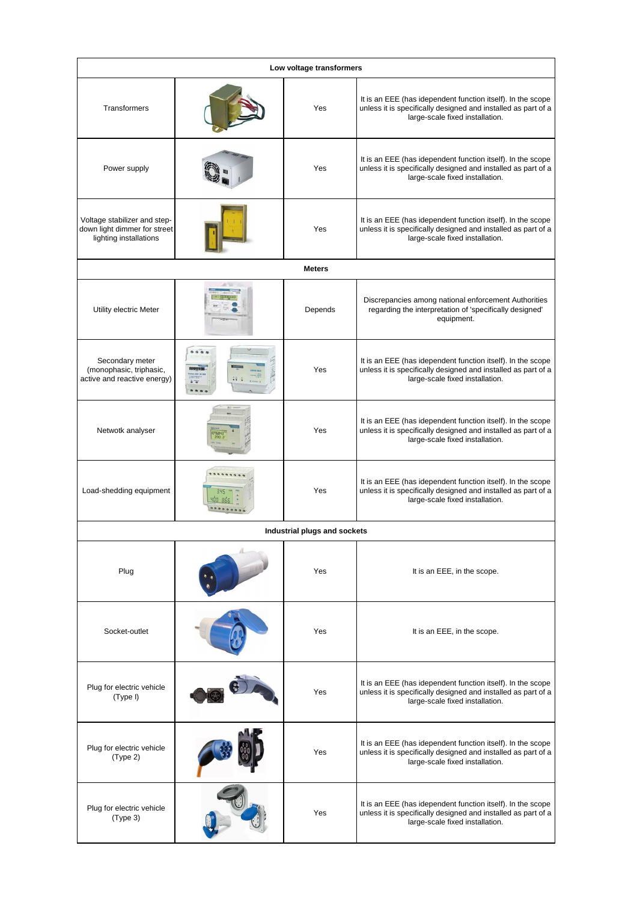| Low voltage transformers | | | |
|---|---|---|---|
| Transformers | | Yes | It is an EEE (has idependent function itself). In the scope unless it is specifically designed and installed as part of a large-scale fixed installation. |
| Power supply | | Yes | It is an EEE (has idependent function itself). In the scope unless it is specifically designed and installed as part of a large-scale fixed installation. |
| Voltage stabilizer and step-down light dimmer for street lighting installations | | Yes | It is an EEE (has idependent function itself). In the scope unless it is specifically designed and installed as part of a large-scale fixed installation. |
| **Meters** | | | |
| Utility electric Meter | | Depends | Discrepancies among national enforcement Authorities regarding the interpretation of 'specifically designed' equipment. |
| Secondary meter (monophasic, triphasic, active and reactive energy) | | Yes | It is an EEE (has idependent function itself). In the scope unless it is specifically designed and installed as part of a large-scale fixed installation. |
| Netwotk analyser | | Yes | It is an EEE (has idependent function itself). In the scope unless it is specifically designed and installed as part of a large-scale fixed installation. |
| Load-shedding equipment | | Yes | It is an EEE (has idependent function itself). In the scope unless it is specifically designed and installed as part of a large-scale fixed installation. |
| **Industrial plugs and sockets** | | | |
| Plug | | Yes | It is an EEE, in the scope. |
| Socket-outlet | | Yes | It is an EEE, in the scope. |
| Plug for electric vehicle (Type I) | | Yes | It is an EEE (has idependent function itself). In the scope unless it is specifically designed and installed as part of a large-scale fixed installation. |
| Plug for electric vehicle (Type 2) | | Yes | It is an EEE (has idependent function itself). In the scope unless it is specifically designed and installed as part of a large-scale fixed installation. |
| Plug for electric vehicle (Type 3) | | Yes | It is an EEE (has idependent function itself). In the scope unless it is specifically designed and installed as part of a large-scale fixed installation. |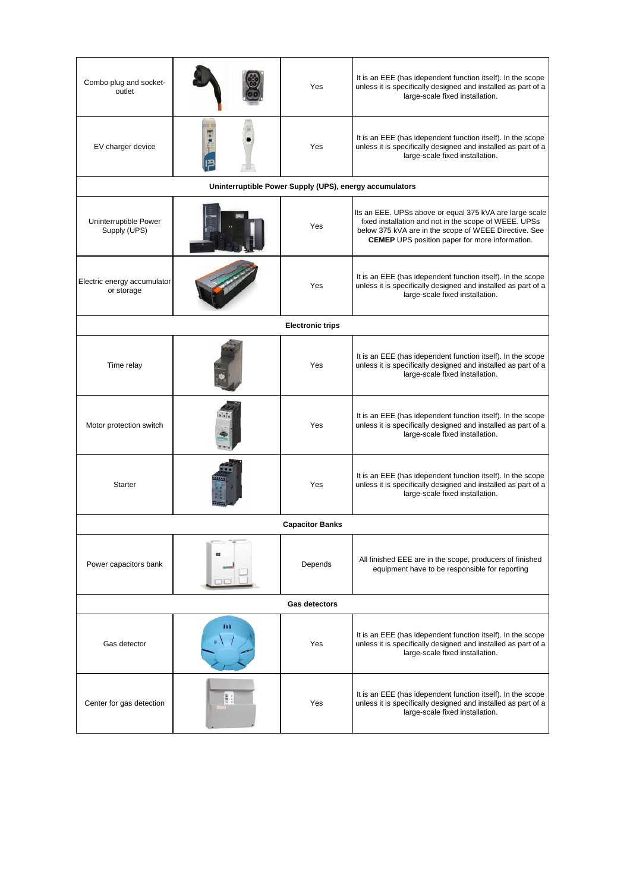| | | | |
|---|---|---|---|
| Combo plug and socket-outlet | | Yes | It is an EEE (has idependent function itself). In the scope unless it is specifically designed and installed as part of a large-scale fixed installation. |
| EV charger device | | Yes | It is an EEE (has idependent function itself). In the scope unless it is specifically designed and installed as part of a large-scale fixed installation. |
| **Uninterruptible Power Supply (UPS), energy accumulators** | | | |
| Uninterruptible Power Supply (UPS) | | Yes | Its an EEE. UPSs above or equal 375 kVA are large scale fixed installation and not in the scope of WEEE. UPSs below 375 kVA are in the scope of WEEE Directive. See **CEMEP** UPS position paper for more information. |
| Electric energy accumulator or storage | | Yes | It is an EEE (has idependent function itself). In the scope unless it is specifically designed and installed as part of a large-scale fixed installation. |
| **Electronic trips** | | | |
| Time relay | | Yes | It is an EEE (has idependent function itself). In the scope unless it is specifically designed and installed as part of a large-scale fixed installation. |
| Motor protection switch | | Yes | It is an EEE (has idependent function itself). In the scope unless it is specifically designed and installed as part of a large-scale fixed installation. |
| Starter | | Yes | It is an EEE (has idependent function itself). In the scope unless it is specifically designed and installed as part of a large-scale fixed installation. |
| **Capacitor Banks** | | | |
| Power capacitors bank | | Depends | All finished EEE are in the scope, producers of finished equipment have to be responsible for reporting |
| **Gas detectors** | | | |
| Gas detector | | Yes | It is an EEE (has idependent function itself). In the scope unless it is specifically designed and installed as part of a large-scale fixed installation. |
| Center for gas detection | | Yes | It is an EEE (has idependent function itself). In the scope unless it is specifically designed and installed as part of a large-scale fixed installation. |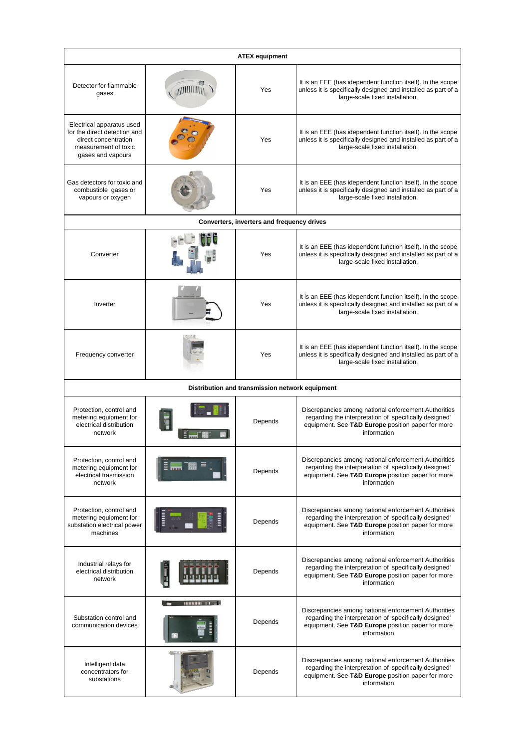| ATEX equipment | | | |
|---|---|---|---|
| Detector for flammable gases | | Yes | It is an EEE (has idependent function itself). In the scope unless it is specifically designed and installed as part of a large-scale fixed installation. |
| Electrical apparatus used for the direct detection and direct concentration measurement of toxic gases and vapours | | Yes | It is an EEE (has idependent function itself). In the scope unless it is specifically designed and installed as part of a large-scale fixed installation. |
| Gas detectors for toxic and combustible gases or vapours or oxygen | | Yes | It is an EEE (has idependent function itself). In the scope unless it is specifically designed and installed as part of a large-scale fixed installation. |
| **Converters, inverters and frequency drives** | | | |
| Converter | | Yes | It is an EEE (has idependent function itself). In the scope unless it is specifically designed and installed as part of a large-scale fixed installation. |
| Inverter | | Yes | It is an EEE (has idependent function itself). In the scope unless it is specifically designed and installed as part of a large-scale fixed installation. |
| Frequency converter | | Yes | It is an EEE (has idependent function itself). In the scope unless it is specifically designed and installed as part of a large-scale fixed installation. |
| **Distribution and transmission network equipment** | | | |
| Protection, control and metering equipment for electrical distribution network | | Depends | Discrepancies among national enforcement Authorities regarding the interpretation of 'specifically designed' equipment. See **T&D Europe** position paper for more information |
| Protection, control and metering equipment for electrical trasmission network | | Depends | Discrepancies among national enforcement Authorities regarding the interpretation of 'specifically designed' equipment. See **T&D Europe** position paper for more information |
| Protection, control and metering equipment for substation electrical power machines | | Depends | Discrepancies among national enforcement Authorities regarding the interpretation of 'specifically designed' equipment. See **T&D Europe** position paper for more information |
| Industrial relays for electrical distribution network | | Depends | Discrepancies among national enforcement Authorities regarding the interpretation of 'specifically designed' equipment. See **T&D Europe** position paper for more information |
| Substation control and communication devices | | Depends | Discrepancies among national enforcement Authorities regarding the interpretation of 'specifically designed' equipment. See **T&D Europe** position paper for more information |
| Intelligent data concentrators for substations | | Depends | Discrepancies among national enforcement Authorities regarding the interpretation of 'specifically designed' equipment. See **T&D Europe** position paper for more information |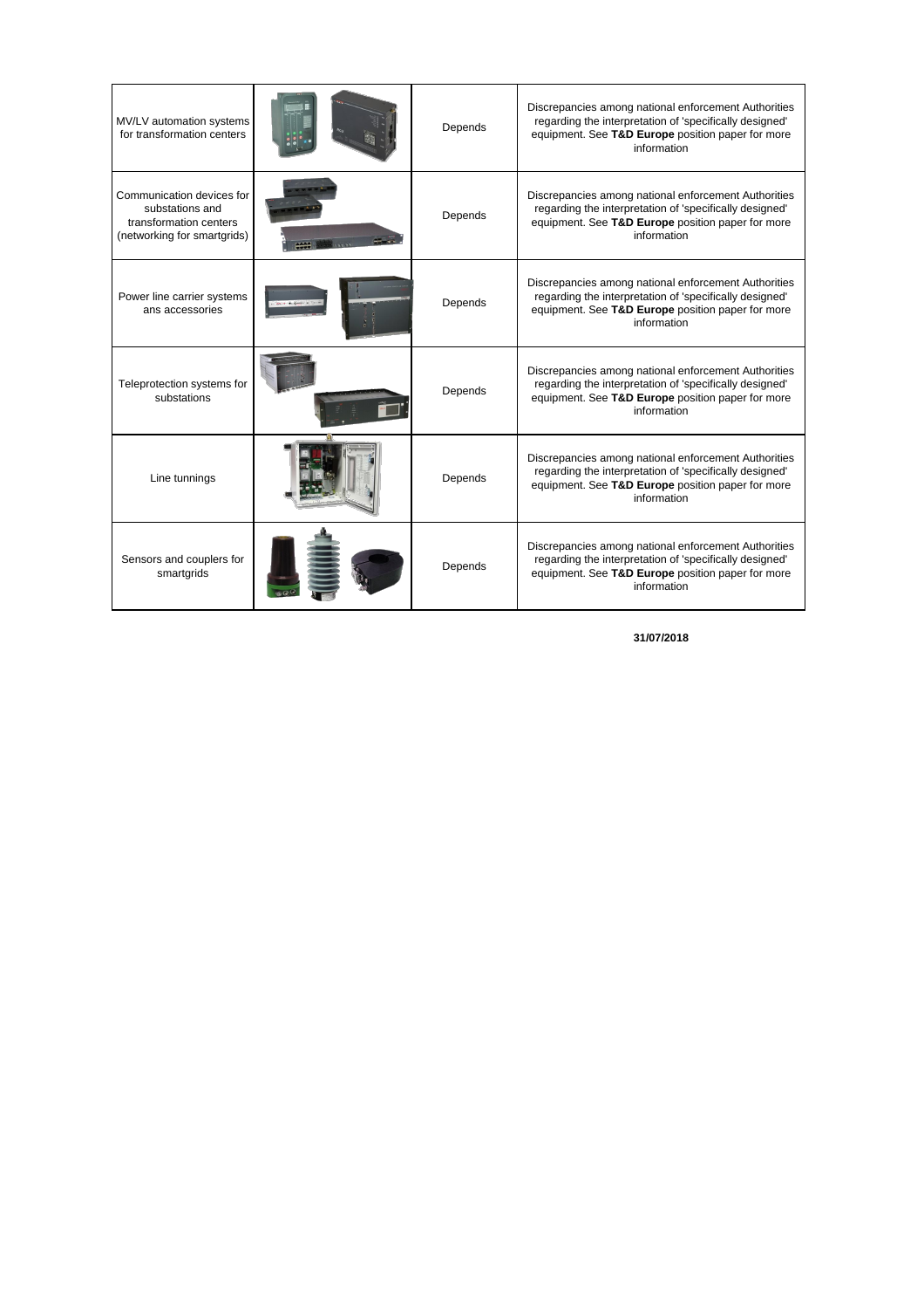| | | | |
|---|---|---|---|
| MV/LV automation systems for transformation centers | | Depends | Discrepancies among national enforcement Authorities regarding the interpretation of 'specifically designed' equipment. See **T&D Europe** position paper for more information |
| Communication devices for substations and transformation centers (networking for smartgrids) | | Depends | Discrepancies among national enforcement Authorities regarding the interpretation of 'specifically designed' equipment. See **T&D Europe** position paper for more information |
| Power line carrier systems ans accessories | | Depends | Discrepancies among national enforcement Authorities regarding the interpretation of 'specifically designed' equipment. See **T&D Europe** position paper for more information |
| Teleprotection systems for substations | | Depends | Discrepancies among national enforcement Authorities regarding the interpretation of 'specifically designed' equipment. See **T&D Europe** position paper for more information |
| Line tunnings | | Depends | Discrepancies among national enforcement Authorities regarding the interpretation of 'specifically designed' equipment. See **T&D Europe** position paper for more information |
| Sensors and couplers for smartgrids | | Depends | Discrepancies among national enforcement Authorities regarding the interpretation of 'specifically designed' equipment. See **T&D Europe** position paper for more information |

**31/07/2018**